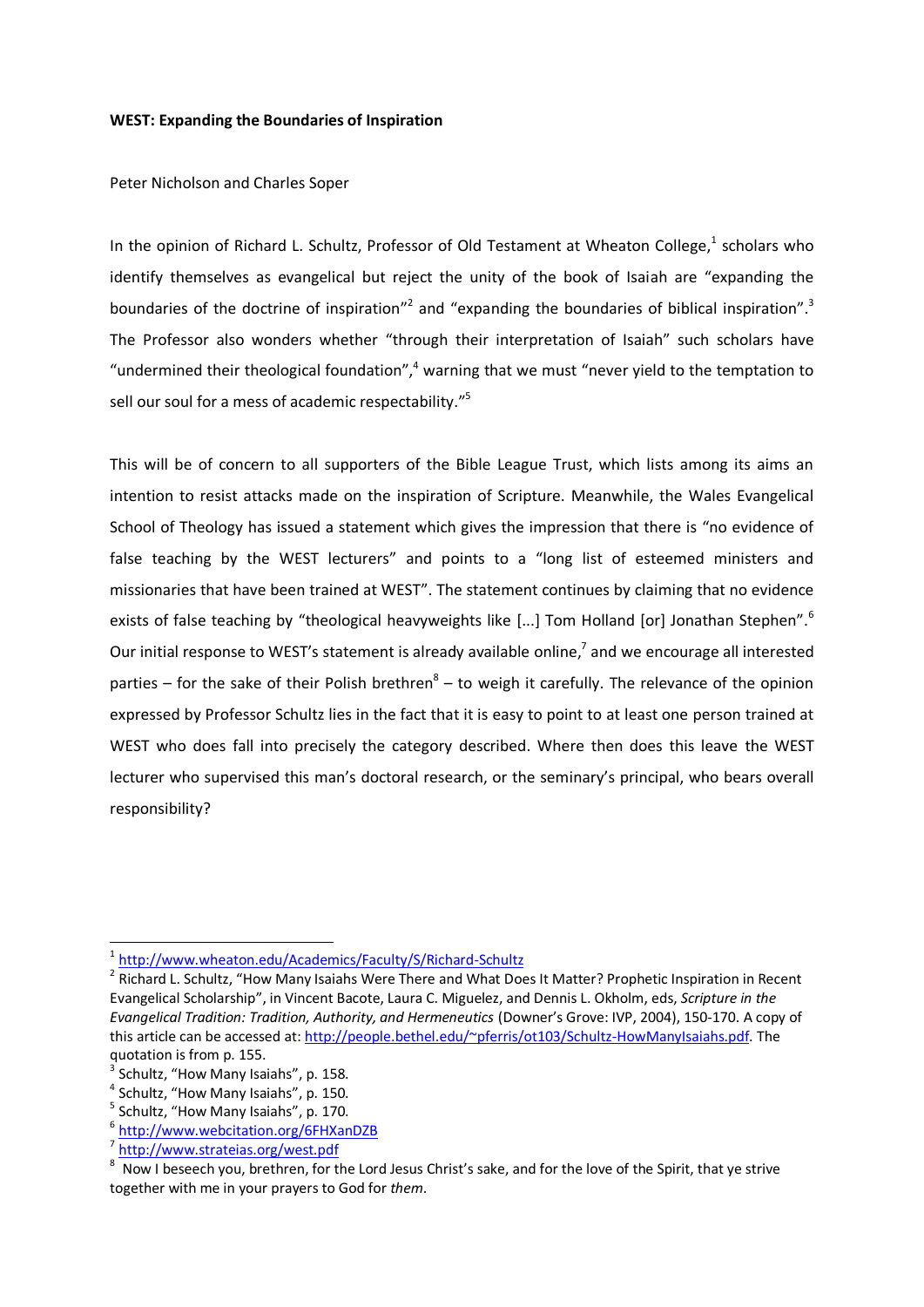**WEST: Expanding the Boundaries of Inspiration**

Peter Nicholson and Charles Soper

In the opinion of Richard L. Schultz, Professor of Old Testament at Wheaton College,[1] scholars who identify themselves as evangelical but reject the unity of the book of Isaiah are "expanding the boundaries of the doctrine of inspiration"[2] and "expanding the boundaries of biblical inspiration".[3] The Professor also wonders whether "through their interpretation of Isaiah" such scholars have "undermined their theological foundation",[4] warning that we must "never yield to the temptation to sell our soul for a mess of academic respectability."[5]

This will be of concern to all supporters of the Bible League Trust, which lists among its aims an intention to resist attacks made on the inspiration of Scripture. Meanwhile, the Wales Evangelical School of Theology has issued a statement which gives the impression that there is "no evidence of false teaching by the WEST lecturers" and points to a "long list of esteemed ministers and missionaries that have been trained at WEST". The statement continues by claiming that no evidence exists of false teaching by "theological heavyweights like [...] Tom Holland [or] Jonathan Stephen".[6] Our initial response to WEST's statement is already available online,[7] and we encourage all interested parties – for the sake of their Polish brethren[8] – to weigh it carefully. The relevance of the opinion expressed by Professor Schultz lies in the fact that it is easy to point to at least one person trained at WEST who does fall into precisely the category described. Where then does this leave the WEST lecturer who supervised this man's doctoral research, or the seminary's principal, who bears overall responsibility?

---

[1] http://www.wheaton.edu/Academics/Faculty/S/Richard-Schultz

[2] Richard L. Schultz, "How Many Isaiahs Were There and What Does It Matter? Prophetic Inspiration in Recent Evangelical Scholarship", in Vincent Bacote, Laura C. Miguelez, and Dennis L. Okholm, eds, *Scripture in the Evangelical Tradition: Tradition, Authority, and Hermeneutics* (Downer's Grove: IVP, 2004), 150-170. A copy of this article can be accessed at: http://people.bethel.edu/~pferris/ot103/Schultz-HowManyIsaiahs.pdf. The quotation is from p. 155.

[3] Schultz, "How Many Isaiahs", p. 158.

[4] Schultz, "How Many Isaiahs", p. 150.

[5] Schultz, "How Many Isaiahs", p. 170.

[6] http://www.webcitation.org/6FHXanDZB

[7] http://www.strateias.org/west.pdf

[8] Now I beseech you, brethren, for the Lord Jesus Christ's sake, and for the love of the Spirit, that ye strive together with me in your prayers to God for *them*.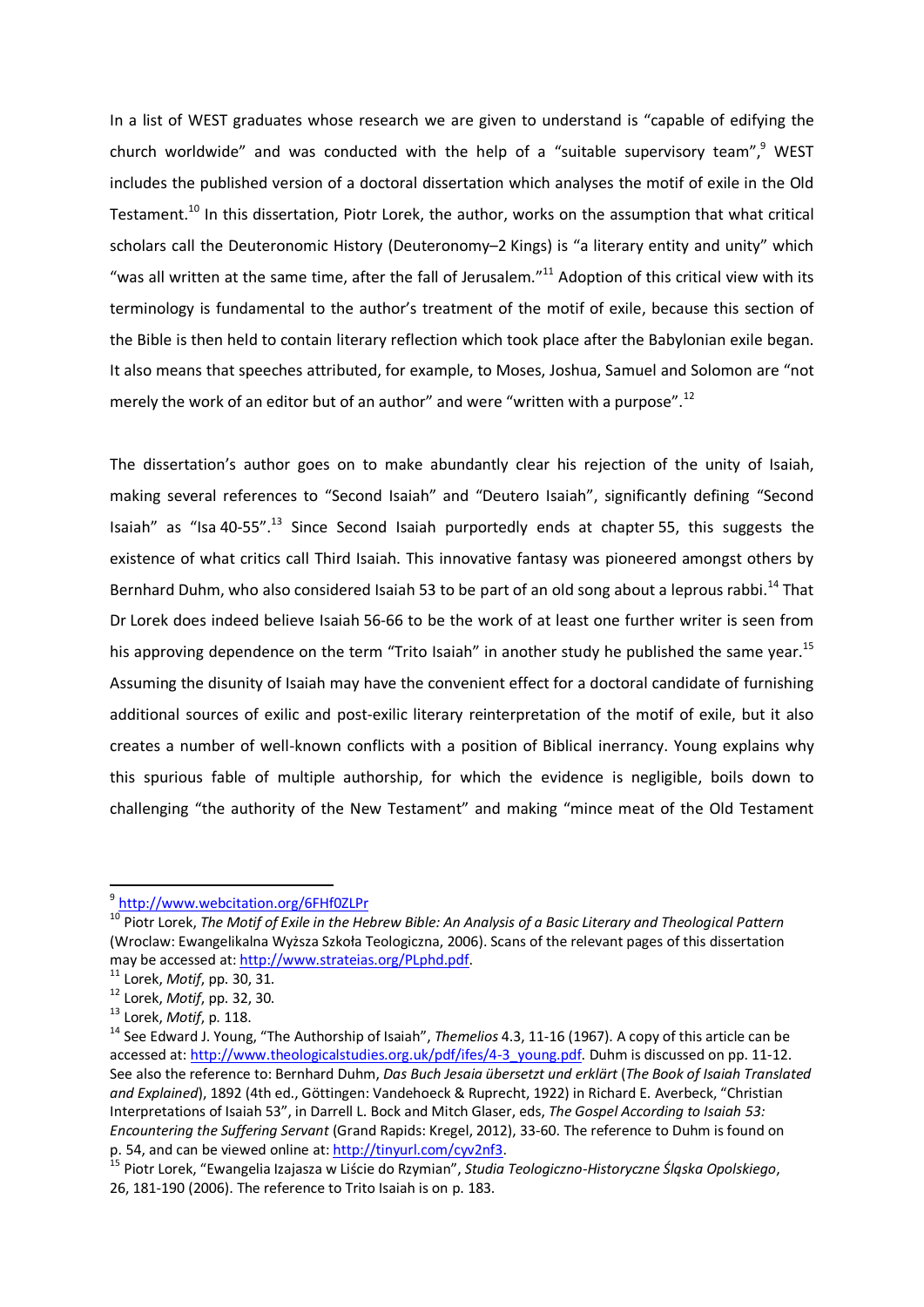In a list of WEST graduates whose research we are given to understand is "capable of edifying the church worldwide" and was conducted with the help of a "suitable supervisory team",[9] WEST includes the published version of a doctoral dissertation which analyses the motif of exile in the Old Testament.[10] In this dissertation, Piotr Lorek, the author, works on the assumption that what critical scholars call the Deuteronomic History (Deuteronomy–2 Kings) is "a literary entity and unity" which "was all written at the same time, after the fall of Jerusalem."[11] Adoption of this critical view with its terminology is fundamental to the author's treatment of the motif of exile, because this section of the Bible is then held to contain literary reflection which took place after the Babylonian exile began. It also means that speeches attributed, for example, to Moses, Joshua, Samuel and Solomon are "not merely the work of an editor but of an author" and were "written with a purpose".[12]

The dissertation's author goes on to make abundantly clear his rejection of the unity of Isaiah, making several references to "Second Isaiah" and "Deutero Isaiah", significantly defining "Second Isaiah" as "Isa 40-55".[13] Since Second Isaiah purportedly ends at chapter 55, this suggests the existence of what critics call Third Isaiah. This innovative fantasy was pioneered amongst others by Bernhard Duhm, who also considered Isaiah 53 to be part of an old song about a leprous rabbi.[14] That Dr Lorek does indeed believe Isaiah 56-66 to be the work of at least one further writer is seen from his approving dependence on the term "Trito Isaiah" in another study he published the same year.[15] Assuming the disunity of Isaiah may have the convenient effect for a doctoral candidate of furnishing additional sources of exilic and post-exilic literary reinterpretation of the motif of exile, but it also creates a number of well-known conflicts with a position of Biblical inerrancy. Young explains why this spurious fable of multiple authorship, for which the evidence is negligible, boils down to challenging "the authority of the New Testament" and making "mince meat of the Old Testament

---

[9] http://www.webcitation.org/6FHf0ZLPr

[10] Piotr Lorek, *The Motif of Exile in the Hebrew Bible: An Analysis of a Basic Literary and Theological Pattern* (Wroclaw: Ewangelikalna Wyższa Szkoła Teologiczna, 2006). Scans of the relevant pages of this dissertation may be accessed at: http://www.strateias.org/PLphd.pdf.

[11] Lorek, *Motif*, pp. 30, 31.

[12] Lorek, *Motif*, pp. 32, 30.

[13] Lorek, *Motif*, p. 118.

[14] See Edward J. Young, "The Authorship of Isaiah", *Themelios* 4.3, 11-16 (1967). A copy of this article can be accessed at: http://www.theologicalstudies.org.uk/pdf/ifes/4-3_young.pdf. Duhm is discussed on pp. 11-12. See also the reference to: Bernhard Duhm, *Das Buch Jesaia übersetzt und erklärt* (*The Book of Isaiah Translated and Explained*), 1892 (4th ed., Göttingen: Vandehoeck & Ruprecht, 1922) in Richard E. Averbeck, "Christian Interpretations of Isaiah 53", in Darrell L. Bock and Mitch Glaser, eds, *The Gospel According to Isaiah 53: Encountering the Suffering Servant* (Grand Rapids: Kregel, 2012), 33-60. The reference to Duhm is found on p. 54, and can be viewed online at: http://tinyurl.com/cyv2nf3.

[15] Piotr Lorek, "Ewangelia Izajasza w Liście do Rzymian", *Studia Teologiczno-Historyczne Śląska Opolskiego*, 26, 181-190 (2006). The reference to Trito Isaiah is on p. 183.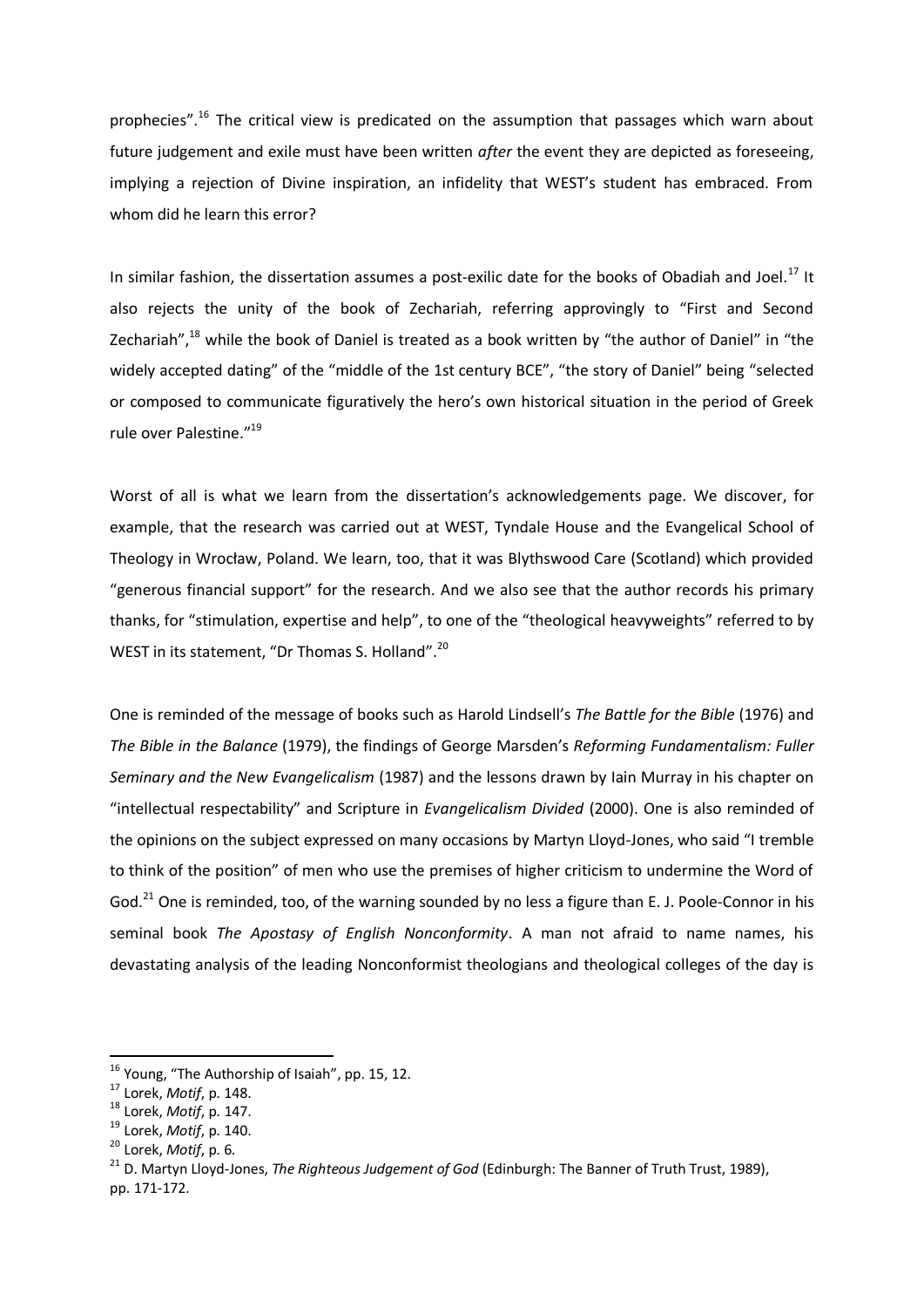prophecies".[16] The critical view is predicated on the assumption that passages which warn about future judgement and exile must have been written *after* the event they are depicted as foreseeing, implying a rejection of Divine inspiration, an infidelity that WEST's student has embraced. From whom did he learn this error?

In similar fashion, the dissertation assumes a post-exilic date for the books of Obadiah and Joel.[17] It also rejects the unity of the book of Zechariah, referring approvingly to "First and Second Zechariah",[18] while the book of Daniel is treated as a book written by "the author of Daniel" in "the widely accepted dating" of the "middle of the 1st century BCE", "the story of Daniel" being "selected or composed to communicate figuratively the hero's own historical situation in the period of Greek rule over Palestine."[19]

Worst of all is what we learn from the dissertation's acknowledgements page. We discover, for example, that the research was carried out at WEST, Tyndale House and the Evangelical School of Theology in Wrocław, Poland. We learn, too, that it was Blythswood Care (Scotland) which provided "generous financial support" for the research. And we also see that the author records his primary thanks, for "stimulation, expertise and help", to one of the "theological heavyweights" referred to by WEST in its statement, "Dr Thomas S. Holland".[20]

One is reminded of the message of books such as Harold Lindsell's *The Battle for the Bible* (1976) and *The Bible in the Balance* (1979), the findings of George Marsden's *Reforming Fundamentalism: Fuller Seminary and the New Evangelicalism* (1987) and the lessons drawn by Iain Murray in his chapter on "intellectual respectability" and Scripture in *Evangelicalism Divided* (2000). One is also reminded of the opinions on the subject expressed on many occasions by Martyn Lloyd-Jones, who said "I tremble to think of the position" of men who use the premises of higher criticism to undermine the Word of God.[21] One is reminded, too, of the warning sounded by no less a figure than E. J. Poole-Connor in his seminal book *The Apostasy of English Nonconformity*. A man not afraid to name names, his devastating analysis of the leading Nonconformist theologians and theological colleges of the day is

---

[16] Young, "The Authorship of Isaiah", pp. 15, 12.

[17] Lorek, *Motif*, p. 148.

[18] Lorek, *Motif*, p. 147.

[19] Lorek, *Motif*, p. 140.

[20] Lorek, *Motif*, p. 6.

[21] D. Martyn Lloyd-Jones, *The Righteous Judgement of God* (Edinburgh: The Banner of Truth Trust, 1989), pp. 171-172.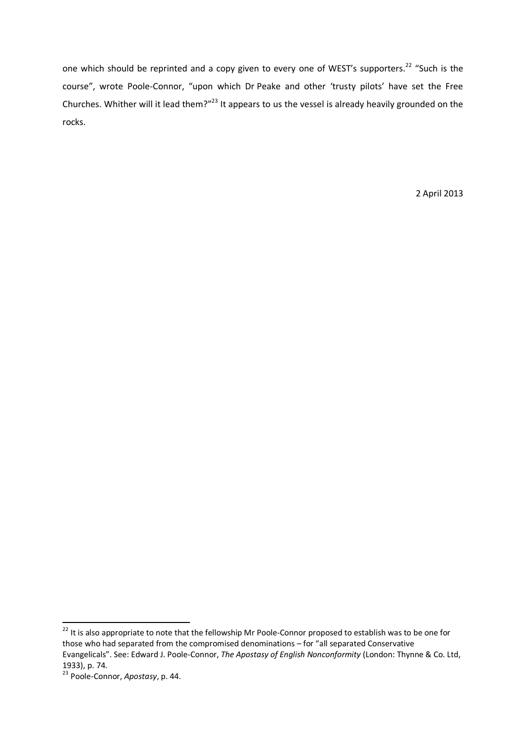one which should be reprinted and a copy given to every one of WEST's supporters.[22] "Such is the course", wrote Poole-Connor, "upon which Dr Peake and other 'trusty pilots' have set the Free Churches. Whither will it lead them?"[23] It appears to us the vessel is already heavily grounded on the rocks.

2 April 2013

---

[22] It is also appropriate to note that the fellowship Mr Poole-Connor proposed to establish was to be one for those who had separated from the compromised denominations – for "all separated Conservative Evangelicals". See: Edward J. Poole-Connor, *The Apostasy of English Nonconformity* (London: Thynne & Co. Ltd, 1933), p. 74.

[23] Poole-Connor, *Apostasy*, p. 44.